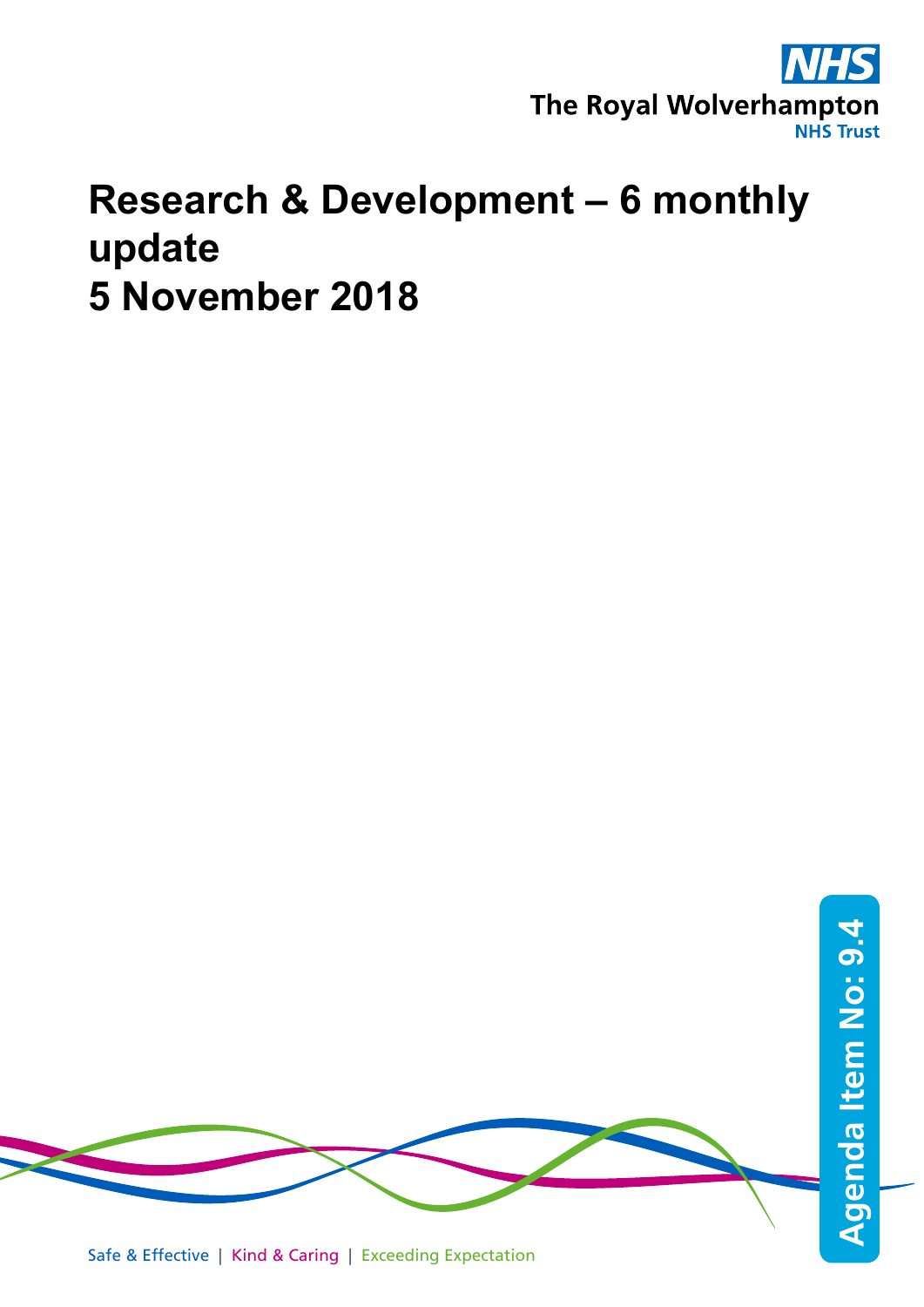NHS

The Royal Wolverhampton NHS Trust

# Research & Development – 6 monthly update 5 November 2018

Agenda Item No: 9.4

Safe & Effective | Kind & Caring | Exceeding Expectation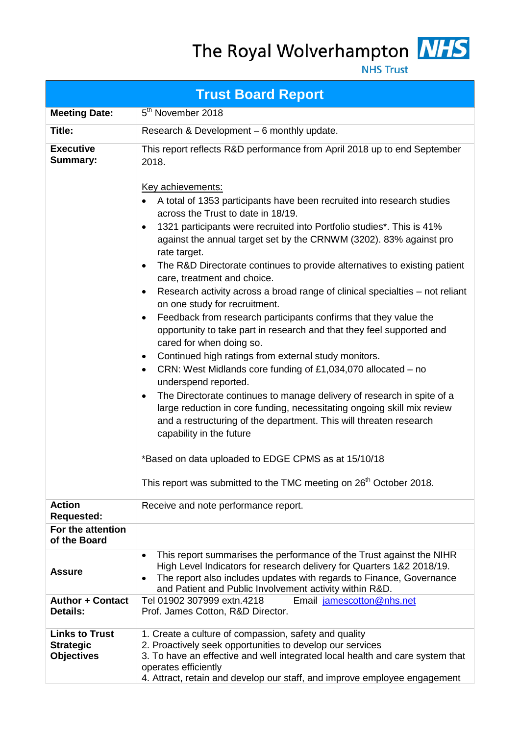The Royal Wolverhampton NHS Trust

# Trust Board Report

| | |
|---|---|
| **Meeting Date:** | 5th November 2018 |
| **Title:** | Research & Development – 6 monthly update. |
| **Executive Summary:** | This report reflects R&D performance from April 2018 up to end September 2018.<br><br>Key achievements:<br>• A total of 1353 participants have been recruited into research studies across the Trust to date in 18/19.<br>• 1321 participants were recruited into Portfolio studies*. This is 41% against the annual target set by the CRNWM (3202). 83% against pro rate target.<br>• The R&D Directorate continues to provide alternatives to existing patient care, treatment and choice.<br>• Research activity across a broad range of clinical specialties – not reliant on one study for recruitment.<br>• Feedback from research participants confirms that they value the opportunity to take part in research and that they feel supported and cared for when doing so.<br>• Continued high ratings from external study monitors.<br>• CRN: West Midlands core funding of £1,034,070 allocated – no underspend reported.<br>• The Directorate continues to manage delivery of research in spite of a large reduction in core funding, necessitating ongoing skill mix review and a restructuring of the department. This will threaten research capability in the future<br><br>*Based on data uploaded to EDGE CPMS as at 15/10/18<br><br>This report was submitted to the TMC meeting on 26th October 2018. |
| **Action Requested:** | Receive and note performance report. |
| **For the attention of the Board** | |
| **Assure** | • This report summarises the performance of the Trust against the NIHR High Level Indicators for research delivery for Quarters 1&2 2018/19.<br>• The report also includes updates with regards to Finance, Governance and Patient and Public Involvement activity within R&D. |
| **Author + Contact Details:** | Tel 01902 307999 extn.4218 Email jamescotton@nhs.net<br>Prof. James Cotton, R&D Director. |
| **Links to Trust Strategic Objectives** | 1. Create a culture of compassion, safety and quality<br>2. Proactively seek opportunities to develop our services<br>3. To have an effective and well integrated local health and care system that operates efficiently<br>4. Attract, retain and develop our staff, and improve employee engagement |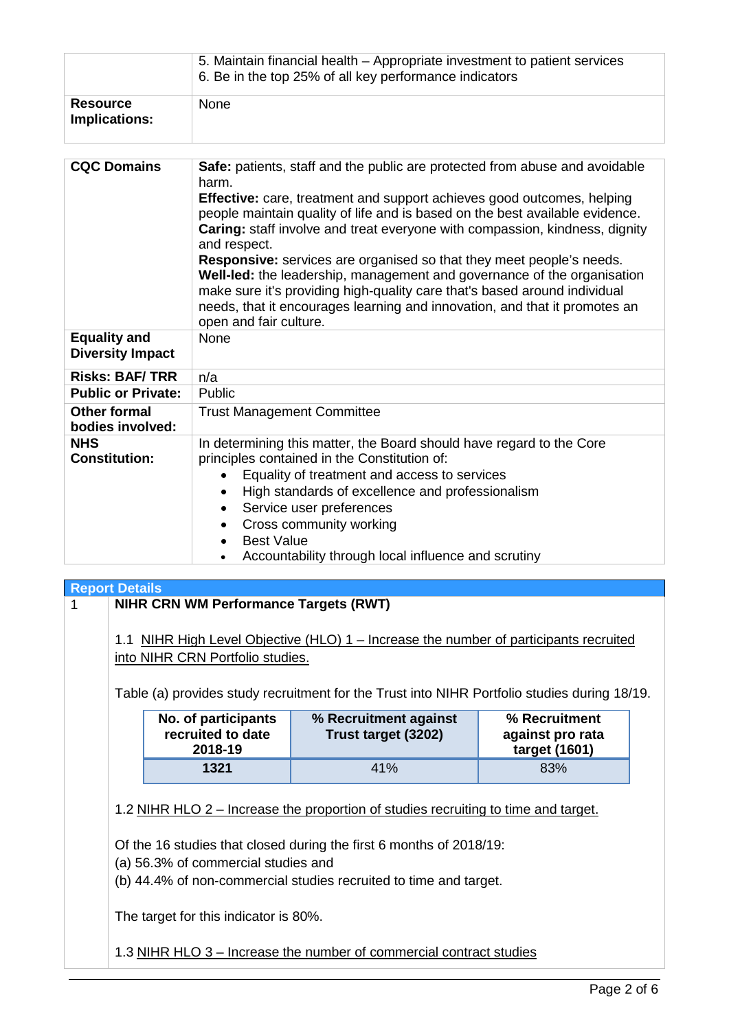| | |
|---|---|
| | 5. Maintain financial health – Appropriate investment to patient services<br>6. Be in the top 25% of all key performance indicators |
| **Resource Implications:** | None |

| | |
|---|---|
| **CQC Domains** | **Safe:** patients, staff and the public are protected from abuse and avoidable harm.<br>**Effective:** care, treatment and support achieves good outcomes, helping people maintain quality of life and is based on the best available evidence.<br>**Caring:** staff involve and treat everyone with compassion, kindness, dignity and respect.<br>**Responsive:** services are organised so that they meet people's needs.<br>**Well-led:** the leadership, management and governance of the organisation make sure it's providing high-quality care that's based around individual needs, that it encourages learning and innovation, and that it promotes an open and fair culture. |
| **Equality and Diversity Impact** | None |
| **Risks: BAF/ TRR** | n/a |
| **Public or Private:** | Public |
| **Other formal bodies involved:** | Trust Management Committee |
| **NHS Constitution:** | In determining this matter, the Board should have regard to the Core principles contained in the Constitution of:<br>• Equality of treatment and access to services<br>• High standards of excellence and professionalism<br>• Service user preferences<br>• Cross community working<br>• Best Value<br>• Accountability through local influence and scrutiny |

## Report Details

**1 NIHR CRN WM Performance Targets (RWT)**

1.1 NIHR High Level Objective (HLO) 1 – Increase the number of participants recruited into NIHR CRN Portfolio studies.

Table (a) provides study recruitment for the Trust into NIHR Portfolio studies during 18/19.

| No. of participants recruited to date 2018-19 | % Recruitment against Trust target (3202) | % Recruitment against pro rata target (1601) |
|---|---|---|
| **1321** | 41% | 83% |

1.2 NIHR HLO 2 – Increase the proportion of studies recruiting to time and target.

Of the 16 studies that closed during the first 6 months of 2018/19:
(a) 56.3% of commercial studies and
(b) 44.4% of non-commercial studies recruited to time and target.

The target for this indicator is 80%.

1.3 NIHR HLO 3 – Increase the number of commercial contract studies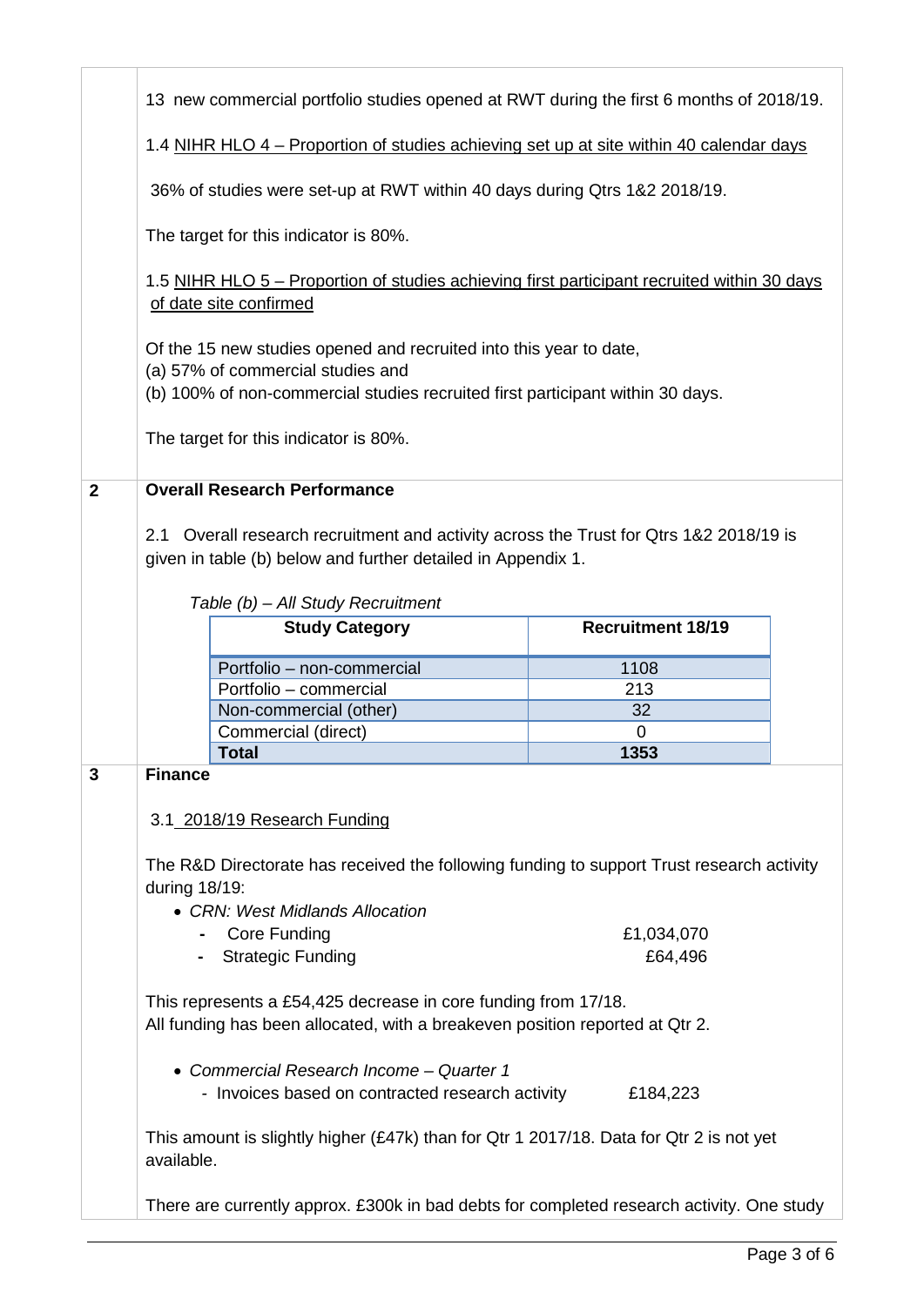13 new commercial portfolio studies opened at RWT during the first 6 months of 2018/19.

1.4 NIHR HLO 4 – Proportion of studies achieving set up at site within 40 calendar days

36% of studies were set-up at RWT within 40 days during Qtrs 1&2 2018/19.

The target for this indicator is 80%.

1.5 NIHR HLO 5 – Proportion of studies achieving first participant recruited within 30 days of date site confirmed

Of the 15 new studies opened and recruited into this year to date,
(a) 57% of commercial studies and
(b) 100% of non-commercial studies recruited first participant within 30 days.

The target for this indicator is 80%.

## 2 Overall Research Performance

2.1 Overall research recruitment and activity across the Trust for Qtrs 1&2 2018/19 is given in table (b) below and further detailed in Appendix 1.

*Table (b) – All Study Recruitment*

| Study Category | Recruitment 18/19 |
|---|---|
| Portfolio – non-commercial | 1108 |
| Portfolio – commercial | 213 |
| Non-commercial (other) | 32 |
| Commercial (direct) | 0 |
| **Total** | **1353** |

## 3 Finance

3.1 2018/19 Research Funding

The R&D Directorate has received the following funding to support Trust research activity during 18/19:

- *CRN: West Midlands Allocation*
  - Core Funding £1,034,070
  - Strategic Funding £64,496

This represents a £54,425 decrease in core funding from 17/18.
All funding has been allocated, with a breakeven position reported at Qtr 2.

- *Commercial Research Income – Quarter 1*
  - Invoices based on contracted research activity £184,223

This amount is slightly higher (£47k) than for Qtr 1 2017/18. Data for Qtr 2 is not yet available.

There are currently approx. £300k in bad debts for completed research activity. One study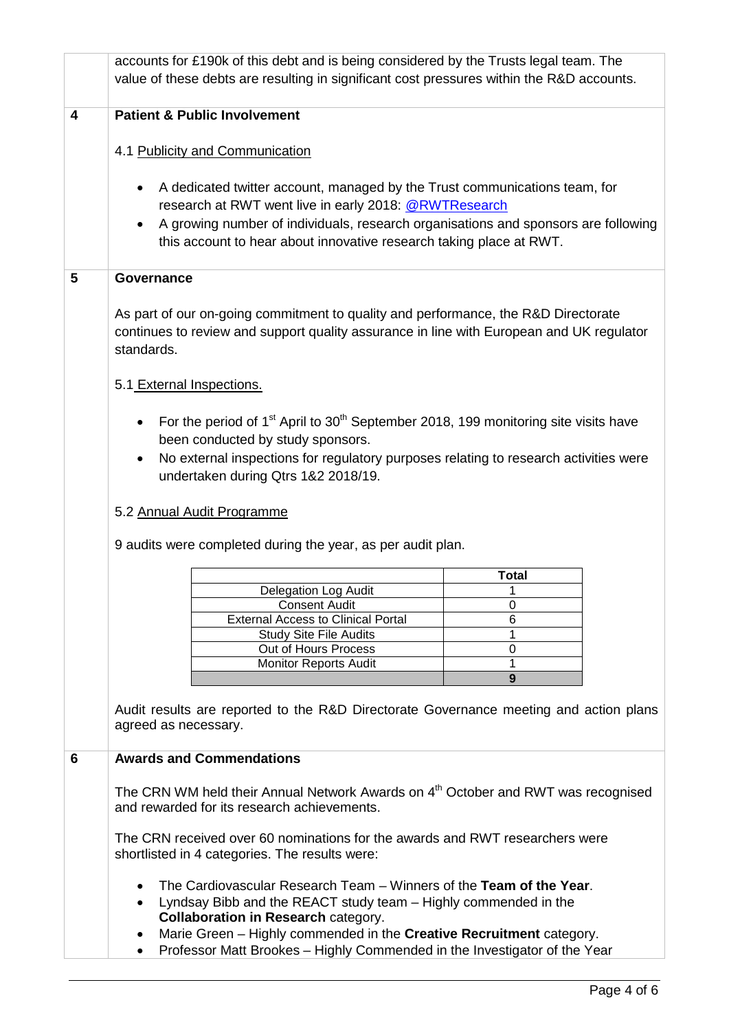accounts for £190k of this debt and is being considered by the Trusts legal team. The value of these debts are resulting in significant cost pressures within the R&D accounts.

## 4 Patient & Public Involvement

4.1 Publicity and Communication

- A dedicated twitter account, managed by the Trust communications team, for research at RWT went live in early 2018: @RWTResearch
- A growing number of individuals, research organisations and sponsors are following this account to hear about innovative research taking place at RWT.

## 5 Governance

As part of our on-going commitment to quality and performance, the R&D Directorate continues to review and support quality assurance in line with European and UK regulator standards.

5.1 External Inspections.

- For the period of 1st April to 30th September 2018, 199 monitoring site visits have been conducted by study sponsors.
- No external inspections for regulatory purposes relating to research activities were undertaken during Qtrs 1&2 2018/19.

5.2 Annual Audit Programme

9 audits were completed during the year, as per audit plan.

| | Total |
|---|---|
| Delegation Log Audit | 1 |
| Consent Audit | 0 |
| External Access to Clinical Portal | 6 |
| Study Site File Audits | 1 |
| Out of Hours Process | 0 |
| Monitor Reports Audit | 1 |
| | **9** |

Audit results are reported to the R&D Directorate Governance meeting and action plans agreed as necessary.

## 6 Awards and Commendations

The CRN WM held their Annual Network Awards on 4th October and RWT was recognised and rewarded for its research achievements.

The CRN received over 60 nominations for the awards and RWT researchers were shortlisted in 4 categories. The results were:

- The Cardiovascular Research Team – Winners of the **Team of the Year**.
- Lyndsay Bibb and the REACT study team – Highly commended in the **Collaboration in Research** category.
- Marie Green – Highly commended in the **Creative Recruitment** category.
- Professor Matt Brookes – Highly Commended in the Investigator of the Year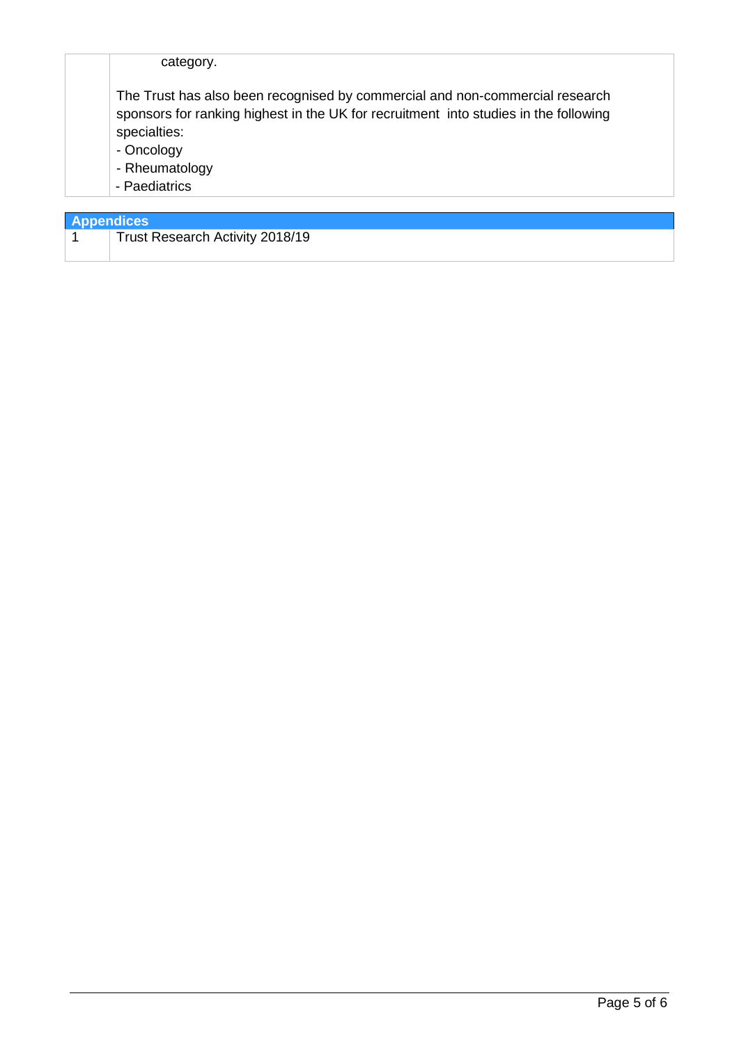| | category.<br><br>The Trust has also been recognised by commercial and non-commercial research sponsors for ranking highest in the UK for recruitment into studies in the following specialties:<br>- Oncology<br>- Rheumatology<br>- Paediatrics |
|---|---|

| Appendices | |
|---|---|
| 1 | Trust Research Activity 2018/19 |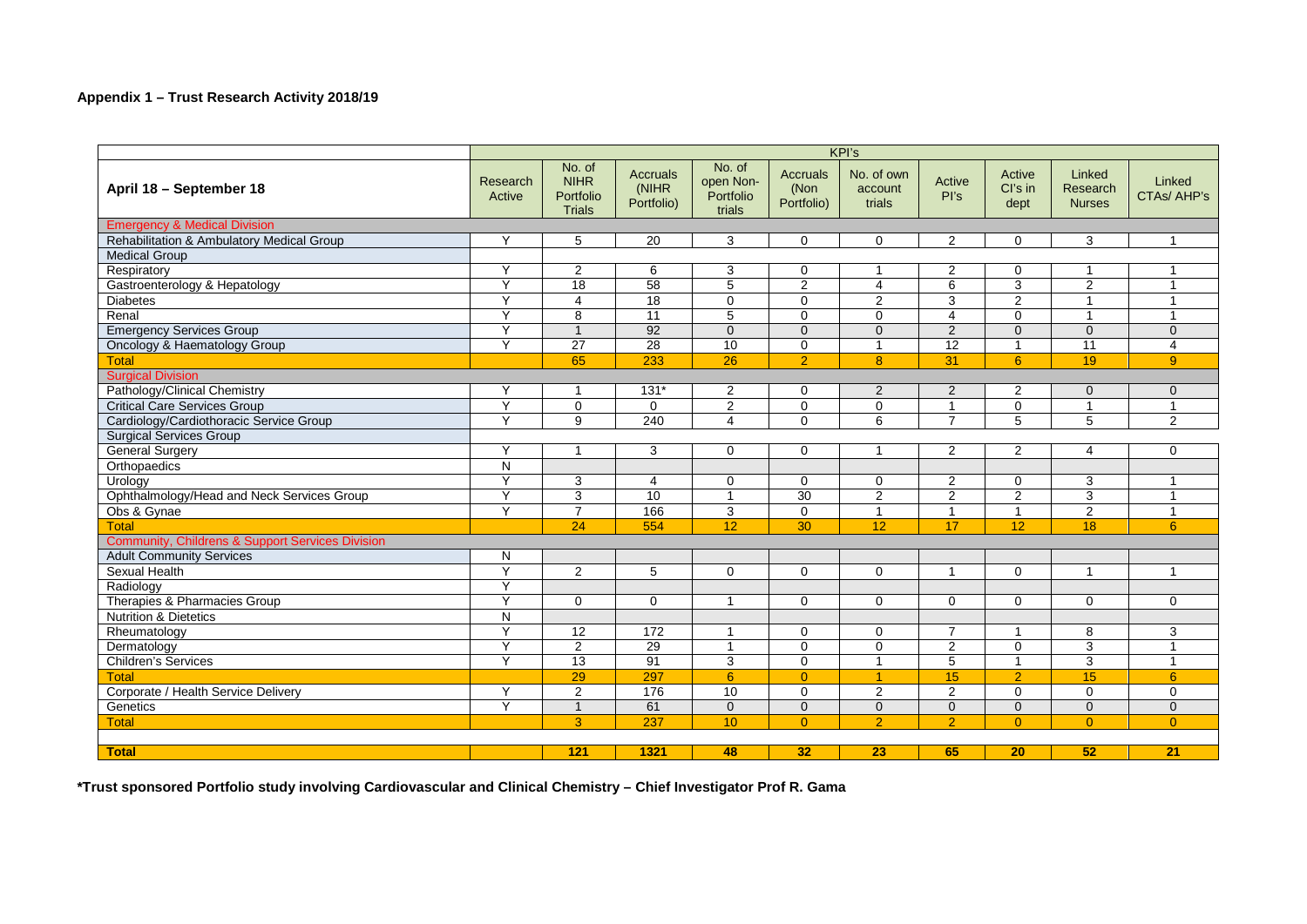## Appendix 1 – Trust Research Activity 2018/19

| | KPI's | | | | | | | | | |
|---|---|---|---|---|---|---|---|---|---|---|
| **April 18 – September 18** | Research Active | No. of NIHR Portfolio Trials | Accruals (NIHR Portfolio) | No. of open Non-Portfolio trials | Accruals (Non Portfolio) | No. of own account trials | Active PI's | Active CI's in dept | Linked Research Nurses | Linked CTAs/ AHP's |
| Emergency & Medical Division | | | | | | | | | | |
| Rehabilitation & Ambulatory Medical Group | Y | 5 | 20 | 3 | 0 | 0 | 2 | 0 | 3 | 1 |
| Medical Group | | | | | | | | | | |
| Respiratory | Y | 2 | 6 | 3 | 0 | 1 | 2 | 0 | 1 | 1 |
| Gastroenterology & Hepatology | Y | 18 | 58 | 5 | 2 | 4 | 6 | 3 | 2 | 1 |
| Diabetes | Y | 4 | 18 | 0 | 0 | 2 | 3 | 2 | 1 | 1 |
| Renal | Y | 8 | 11 | 5 | 0 | 0 | 4 | 0 | 1 | 1 |
| Emergency Services Group | Y | 1 | 92 | 0 | 0 | 0 | 2 | 0 | 0 | 0 |
| Oncology & Haematology Group | Y | 27 | 28 | 10 | 0 | 1 | 12 | 1 | 11 | 4 |
| Total | | 65 | 233 | 26 | 2 | 8 | 31 | 6 | 19 | 9 |
| Surgical Division | | | | | | | | | | |
| Pathology/Clinical Chemistry | Y | 1 | 131* | 2 | 0 | 2 | 2 | 2 | 0 | 0 |
| Critical Care Services Group | Y | 0 | 0 | 2 | 0 | 0 | 1 | 0 | 1 | 1 |
| Cardiology/Cardiothoracic Service Group | Y | 9 | 240 | 4 | 0 | 6 | 7 | 5 | 5 | 2 |
| Surgical Services Group | | | | | | | | | | |
| General Surgery | Y | 1 | 3 | 0 | 0 | 1 | 2 | 2 | 4 | 0 |
| Orthopaedics | N | | | | | | | | | |
| Urology | Y | 3 | 4 | 0 | 0 | 0 | 2 | 0 | 3 | 1 |
| Ophthalmology/Head and Neck Services Group | Y | 3 | 10 | 1 | 30 | 2 | 2 | 2 | 3 | 1 |
| Obs & Gynae | Y | 7 | 166 | 3 | 0 | 1 | 1 | 1 | 2 | 1 |
| Total | | 24 | 554 | 12 | 30 | 12 | 17 | 12 | 18 | 6 |
| Community, Childrens & Support Services Division | | | | | | | | | | |
| Adult Community Services | N | | | | | | | | | |
| Sexual Health | Y | 2 | 5 | 0 | 0 | 0 | 1 | 0 | 1 | 1 |
| Radiology | Y | | | | | | | | | |
| Therapies & Pharmacies Group | Y | 0 | 0 | 1 | 0 | 0 | 0 | 0 | 0 | 0 |
| Nutrition & Dietetics | N | | | | | | | | | |
| Rheumatology | Y | 12 | 172 | 1 | 0 | 0 | 7 | 1 | 8 | 3 |
| Dermatology | Y | 2 | 29 | 1 | 0 | 0 | 2 | 0 | 3 | 1 |
| Children's Services | Y | 13 | 91 | 3 | 0 | 1 | 5 | 1 | 3 | 1 |
| Total | | 29 | 297 | 6 | 0 | 1 | 15 | 2 | 15 | 6 |
| Corporate / Health Service Delivery | Y | 2 | 176 | 10 | 0 | 2 | 2 | 0 | 0 | 0 |
| Genetics | Y | 1 | 61 | 0 | 0 | 0 | 0 | 0 | 0 | 0 |
| Total | | 3 | 237 | 10 | 0 | 2 | 2 | 0 | 0 | 0 |
| **Total** | | **121** | **1321** | **48** | **32** | **23** | **65** | **20** | **52** | **21** |

**\*Trust sponsored Portfolio study involving Cardiovascular and Clinical Chemistry – Chief Investigator Prof R. Gama**